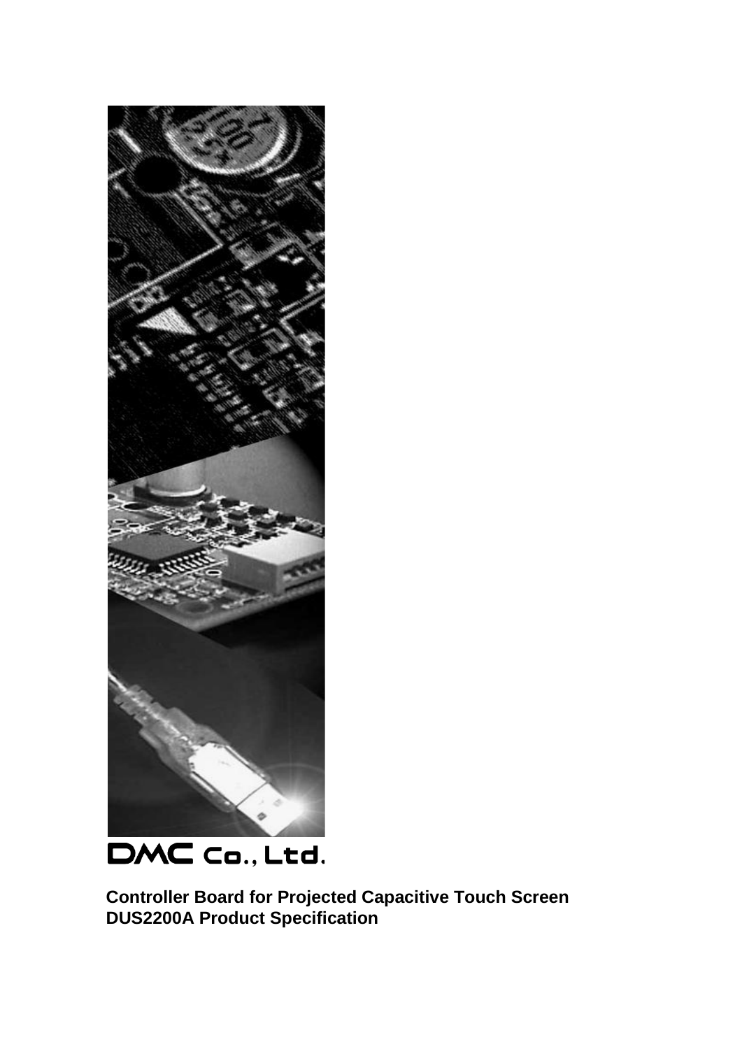DMC Co., Ltd.

**Controller Board for Projected Capacitive Touch Screen**
**DUS2200A Product Specification**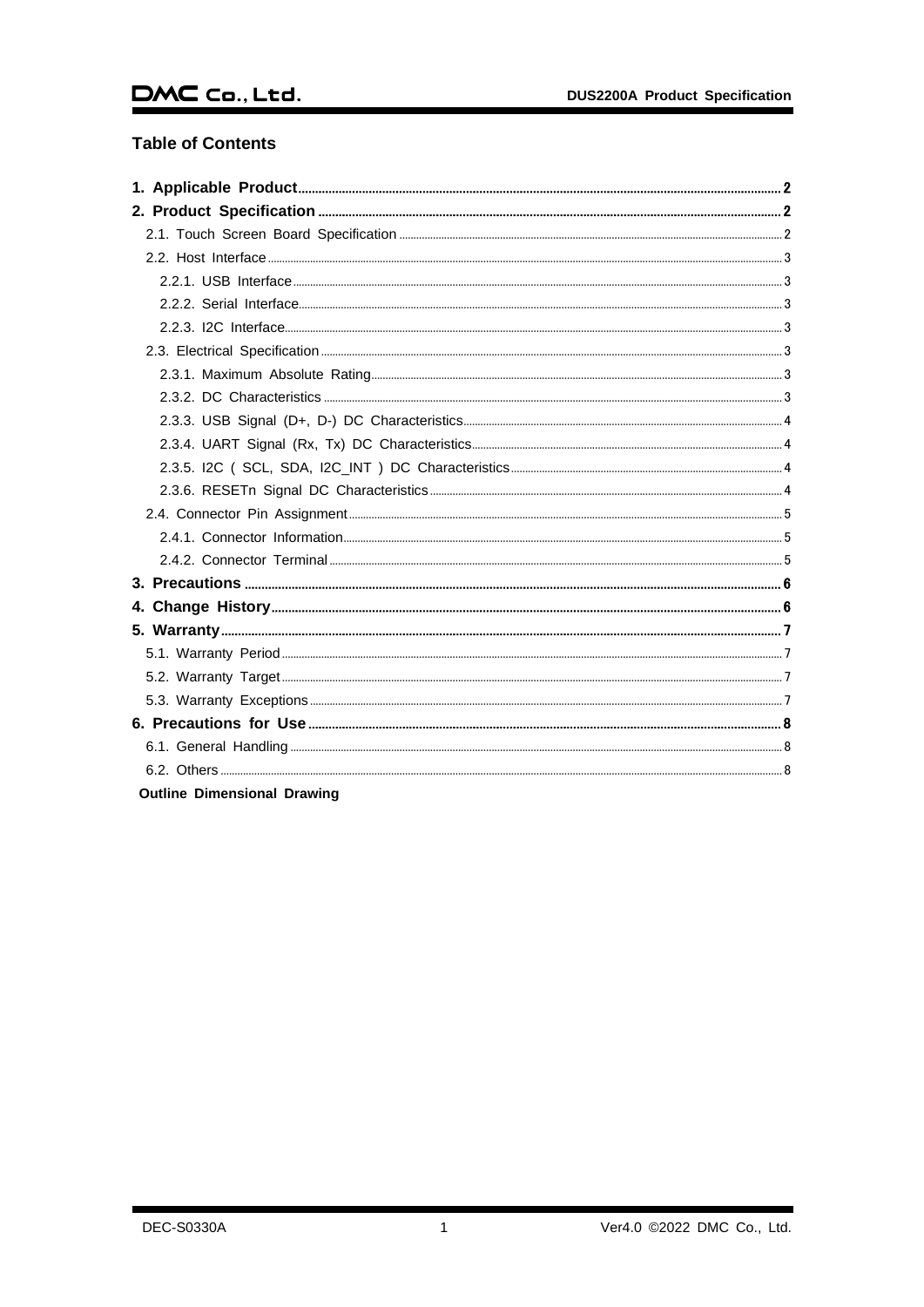## Table of Contents

- **1. Applicable Product** ... **2**
- **2. Product Specification** ... **2**
  - 2.1. Touch Screen Board Specification ... 2
  - 2.2. Host Interface ... 3
    - 2.2.1. USB Interface ... 3
    - 2.2.2. Serial Interface ... 3
    - 2.2.3. I2C Interface ... 3
  - 2.3. Electrical Specification ... 3
    - 2.3.1. Maximum Absolute Rating ... 3
    - 2.3.2. DC Characteristics ... 3
    - 2.3.3. USB Signal (D+, D-) DC Characteristics ... 4
    - 2.3.4. UART Signal (Rx, Tx) DC Characteristics ... 4
    - 2.3.5. I2C ( SCL, SDA, I2C_INT ) DC Characteristics ... 4
    - 2.3.6. RESETn Signal DC Characteristics ... 4
  - 2.4. Connector Pin Assignment ... 5
    - 2.4.1. Connector Information ... 5
    - 2.4.2. Connector Terminal ... 5
- **3. Precautions** ... **6**
- **4. Change History** ... **6**
- **5. Warranty** ... **7**
  - 5.1. Warranty Period ... 7
  - 5.2. Warranty Target ... 7
  - 5.3. Warranty Exceptions ... 7
- **6. Precautions for Use** ... **8**
  - 6.1. General Handling ... 8
  - 6.2. Others ... 8
- **Outline Dimensional Drawing**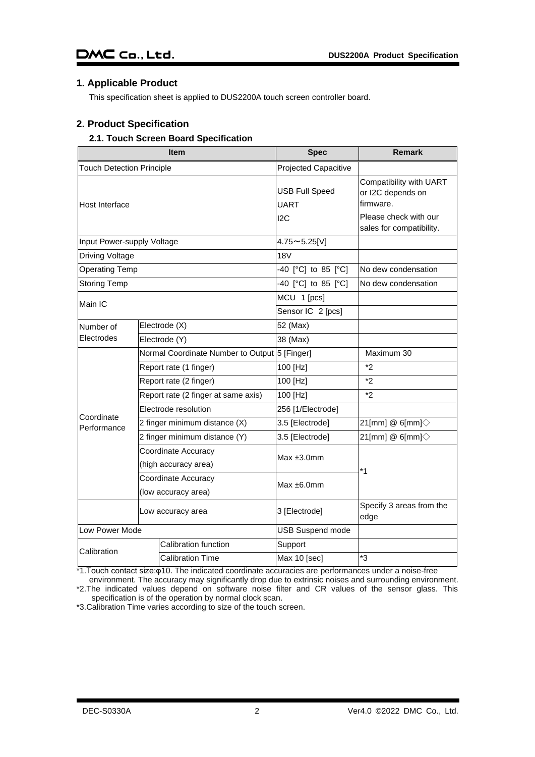## 1. Applicable Product

This specification sheet is applied to DUS2200A touch screen controller board.

## 2. Product Specification

### 2.1. Touch Screen Board Specification

| Item | | Spec | Remark |
|---|---|---|---|
| Touch Detection Principle | | Projected Capacitive | |
| Host Interface | | USB Full Speed<br>UART<br>I2C | Compatibility with UART or I2C depends on firmware.<br>Please check with our sales for compatibility. |
| Input Power-supply Voltage | | 4.75～5.25[V] | |
| Driving Voltage | | 18V | |
| Operating Temp | | -40 [°C] to 85 [°C] | No dew condensation |
| Storing Temp | | -40 [°C] to 85 [°C] | No dew condensation |
| Main IC | | MCU 1 [pcs] | |
| | | Sensor IC 2 [pcs] | |
| Number of Electrodes | Electrode (X) | 52 (Max) | |
| | Electrode (Y) | 38 (Max) | |
| Coordinate Performance | Normal Coordinate Number to Output | 5 [Finger] | Maximum 30 |
| | Report rate (1 finger) | 100 [Hz] | *2 |
| | Report rate (2 finger) | 100 [Hz] | *2 |
| | Report rate (2 finger at same axis) | 100 [Hz] | *2 |
| | Electrode resolution | 256 [1/Electrode] | |
| | 2 finger minimum distance (X) | 3.5 [Electrode] | 21[mm] @ 6[mm]◇ |
| | 2 finger minimum distance (Y) | 3.5 [Electrode] | 21[mm] @ 6[mm]◇ |
| | Coordinate Accuracy (high accuracy area) | Max ±3.0mm | *1 |
| | Coordinate Accuracy (low accuracy area) | Max ±6.0mm | |
| | Low accuracy area | 3 [Electrode] | Specify 3 areas from the edge |
| Low Power Mode | | USB Suspend mode | |
| Calibration | Calibration function | Support | |
| | Calibration Time | Max 10 [sec] | *3 |

*1.Touch contact size:φ10. The indicated coordinate accuracies are performances under a noise-free environment. The accuracy may significantly drop due to extrinsic noises and surrounding environment.

*2.The indicated values depend on software noise filter and CR values of the sensor glass. This specification is of the operation by normal clock scan.

*3.Calibration Time varies according to size of the touch screen.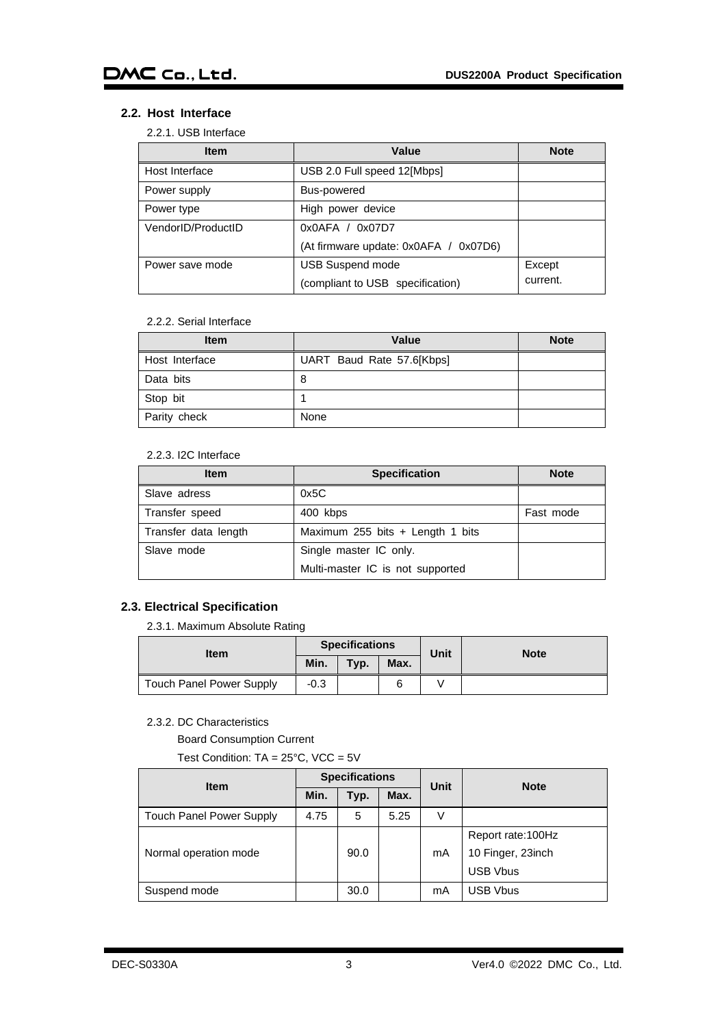## 2.2. Host Interface

2.2.1. USB Interface

| Item | Value | Note |
|---|---|---|
| Host Interface | USB 2.0 Full speed 12[Mbps] | |
| Power supply | Bus-powered | |
| Power type | High power device | |
| VendorID/ProductID | 0x0AFA / 0x07D7<br>(At firmware update: 0x0AFA / 0x07D6) | |
| Power save mode | USB Suspend mode<br>(compliant to USB specification) | Except current. |

2.2.2. Serial Interface

| Item | Value | Note |
|---|---|---|
| Host Interface | UART Baud Rate 57.6[Kbps] | |
| Data bits | 8 | |
| Stop bit | 1 | |
| Parity check | None | |

2.2.3. I2C Interface

| Item | Specification | Note |
|---|---|---|
| Slave adress | 0x5C | |
| Transfer speed | 400 kbps | Fast mode |
| Transfer data length | Maximum 255 bits + Length 1 bits | |
| Slave mode | Single master IC only.<br>Multi-master IC is not supported | |

## 2.3. Electrical Specification

2.3.1. Maximum Absolute Rating

| Item | Specifications | | | Unit | Note |
|---|---|---|---|---|---|
| | Min. | Typ. | Max. | | |
| Touch Panel Power Supply | -0.3 | | 6 | V | |

2.3.2. DC Characteristics

Board Consumption Current

Test Condition: TA = 25°C, VCC = 5V

| Item | Specifications | | | Unit | Note |
|---|---|---|---|---|---|
| | Min. | Typ. | Max. | | |
| Touch Panel Power Supply | 4.75 | 5 | 5.25 | V | |
| Normal operation mode | | 90.0 | | mA | Report rate:100Hz<br>10 Finger, 23inch<br>USB Vbus |
| Suspend mode | | 30.0 | | mA | USB Vbus |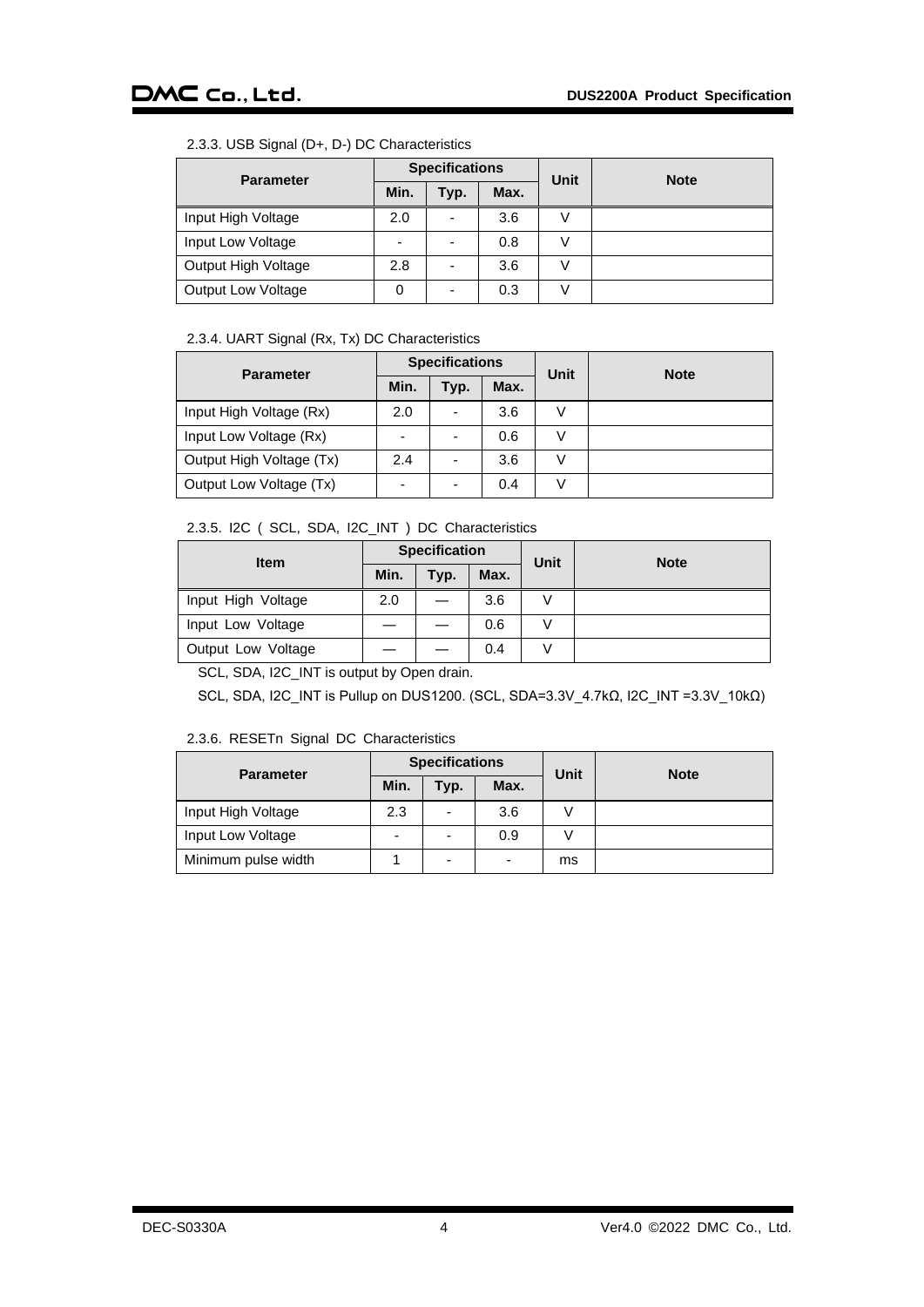2.3.3. USB Signal (D+, D-) DC Characteristics

| Parameter | Specifications | | | Unit | Note |
|---|---|---|---|---|---|
| | Min. | Typ. | Max. | | |
| Input High Voltage | 2.0 | - | 3.6 | V | |
| Input Low Voltage | - | - | 0.8 | V | |
| Output High Voltage | 2.8 | - | 3.6 | V | |
| Output Low Voltage | 0 | - | 0.3 | V | |

2.3.4. UART Signal (Rx, Tx) DC Characteristics

| Parameter | Specifications | | | Unit | Note |
|---|---|---|---|---|---|
| | Min. | Typ. | Max. | | |
| Input High Voltage (Rx) | 2.0 | - | 3.6 | V | |
| Input Low Voltage (Rx) | - | - | 0.6 | V | |
| Output High Voltage (Tx) | 2.4 | - | 3.6 | V | |
| Output Low Voltage (Tx) | - | - | 0.4 | V | |

2.3.5. I2C ( SCL, SDA, I2C_INT ) DC Characteristics

| Item | Specification | | | Unit | Note |
|---|---|---|---|---|---|
| | Min. | Typ. | Max. | | |
| Input High Voltage | 2.0 | — | 3.6 | V | |
| Input Low Voltage | — | — | 0.6 | V | |
| Output Low Voltage | — | — | 0.4 | V | |

SCL, SDA, I2C_INT is output by Open drain.

SCL, SDA, I2C_INT is Pullup on DUS1200. (SCL, SDA=3.3V_4.7kΩ, I2C_INT =3.3V_10kΩ)

2.3.6. RESETn Signal DC Characteristics

| Parameter | Specifications | | | Unit | Note |
|---|---|---|---|---|---|
| | Min. | Typ. | Max. | | |
| Input High Voltage | 2.3 | - | 3.6 | V | |
| Input Low Voltage | - | - | 0.9 | V | |
| Minimum pulse width | 1 | - | - | ms | |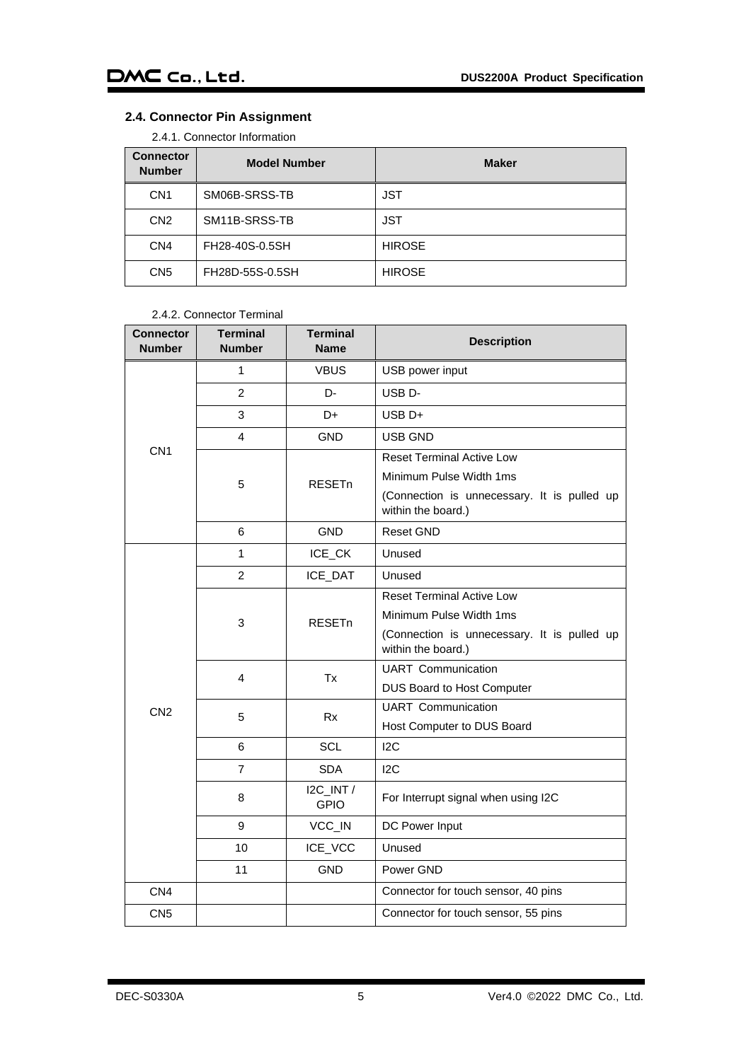## 2.4. Connector Pin Assignment

### 2.4.1. Connector Information

| Connector Number | Model Number | Maker |
|---|---|---|
| CN1 | SM06B-SRSS-TB | JST |
| CN2 | SM11B-SRSS-TB | JST |
| CN4 | FH28-40S-0.5SH | HIROSE |
| CN5 | FH28D-55S-0.5SH | HIROSE |

### 2.4.2. Connector Terminal

| Connector Number | Terminal Number | Terminal Name | Description |
|---|---|---|---|
| CN1 | 1 | VBUS | USB power input |
| | 2 | D- | USB D- |
| | 3 | D+ | USB D+ |
| | 4 | GND | USB GND |
| | 5 | RESETn | Reset Terminal Active Low<br>Minimum Pulse Width 1ms<br>(Connection is unnecessary. It is pulled up within the board.) |
| | 6 | GND | Reset GND |
| CN2 | 1 | ICE_CK | Unused |
| | 2 | ICE_DAT | Unused |
| | 3 | RESETn | Reset Terminal Active Low<br>Minimum Pulse Width 1ms<br>(Connection is unnecessary. It is pulled up within the board.) |
| | 4 | Tx | UART Communication<br>DUS Board to Host Computer |
| | 5 | Rx | UART Communication<br>Host Computer to DUS Board |
| | 6 | SCL | I2C |
| | 7 | SDA | I2C |
| | 8 | I2C_INT / GPIO | For Interrupt signal when using I2C |
| | 9 | VCC_IN | DC Power Input |
| | 10 | ICE_VCC | Unused |
| | 11 | GND | Power GND |
| CN4 | | | Connector for touch sensor, 40 pins |
| CN5 | | | Connector for touch sensor, 55 pins |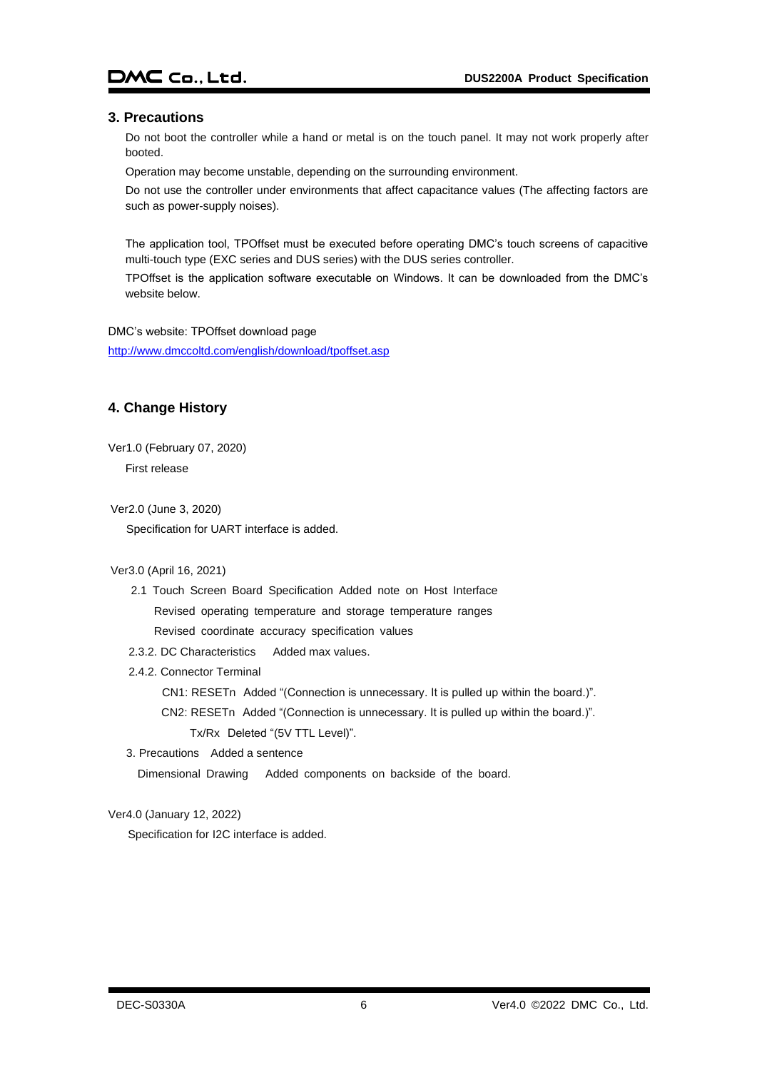## 3. Precautions

Do not boot the controller while a hand or metal is on the touch panel. It may not work properly after booted.

Operation may become unstable, depending on the surrounding environment.

Do not use the controller under environments that affect capacitance values (The affecting factors are such as power-supply noises).

The application tool, TPOffset must be executed before operating DMC's touch screens of capacitive multi-touch type (EXC series and DUS series) with the DUS series controller.

TPOffset is the application software executable on Windows. It can be downloaded from the DMC's website below.

DMC's website: TPOffset download page

http://www.dmccoltd.com/english/download/tpoffset.asp

## 4. Change History

Ver1.0 (February 07, 2020)

First release

Ver2.0 (June 3, 2020)

Specification for UART interface is added.

Ver3.0 (April 16, 2021)

2.1 Touch Screen Board Specification Added note on Host Interface

Revised operating temperature and storage temperature ranges

Revised coordinate accuracy specification values

2.3.2. DC Characteristics Added max values.

2.4.2. Connector Terminal

CN1: RESETn Added "(Connection is unnecessary. It is pulled up within the board.)".

CN2: RESETn Added "(Connection is unnecessary. It is pulled up within the board.)".

Tx/Rx Deleted "(5V TTL Level)".

3. Precautions Added a sentence

Dimensional Drawing Added components on backside of the board.

Ver4.0 (January 12, 2022)

Specification for I2C interface is added.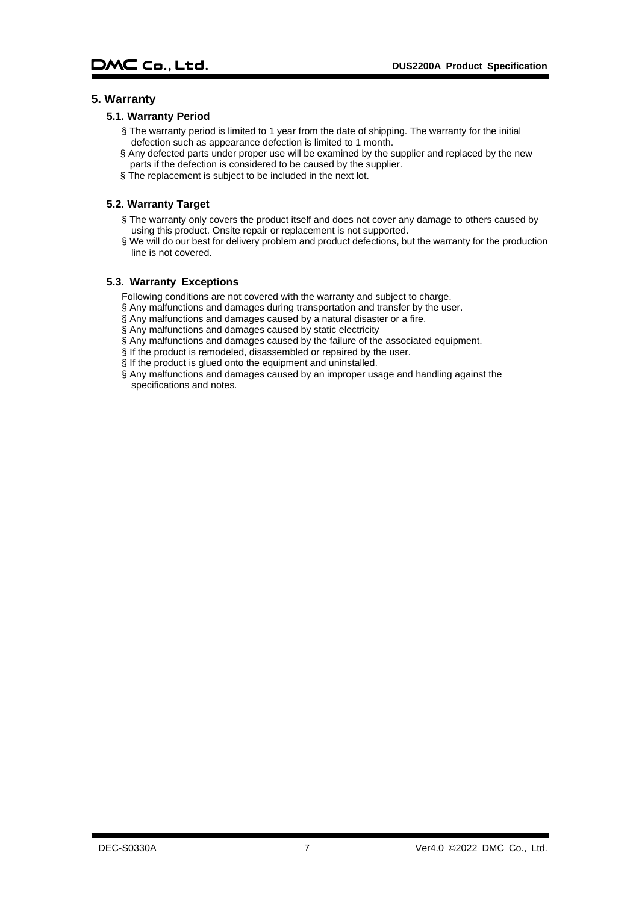## 5. Warranty

### 5.1. Warranty Period

§ The warranty period is limited to 1 year from the date of shipping. The warranty for the initial defection such as appearance defection is limited to 1 month.

§ Any defected parts under proper use will be examined by the supplier and replaced by the new parts if the defection is considered to be caused by the supplier.

§ The replacement is subject to be included in the next lot.

### 5.2. Warranty Target

§ The warranty only covers the product itself and does not cover any damage to others caused by using this product. Onsite repair or replacement is not supported.

§ We will do our best for delivery problem and product defections, but the warranty for the production line is not covered.

### 5.3. Warranty Exceptions

Following conditions are not covered with the warranty and subject to charge.

§ Any malfunctions and damages during transportation and transfer by the user.

§ Any malfunctions and damages caused by a natural disaster or a fire.

§ Any malfunctions and damages caused by static electricity

§ Any malfunctions and damages caused by the failure of the associated equipment.

§ If the product is remodeled, disassembled or repaired by the user.

§ If the product is glued onto the equipment and uninstalled.

§ Any malfunctions and damages caused by an improper usage and handling against the specifications and notes.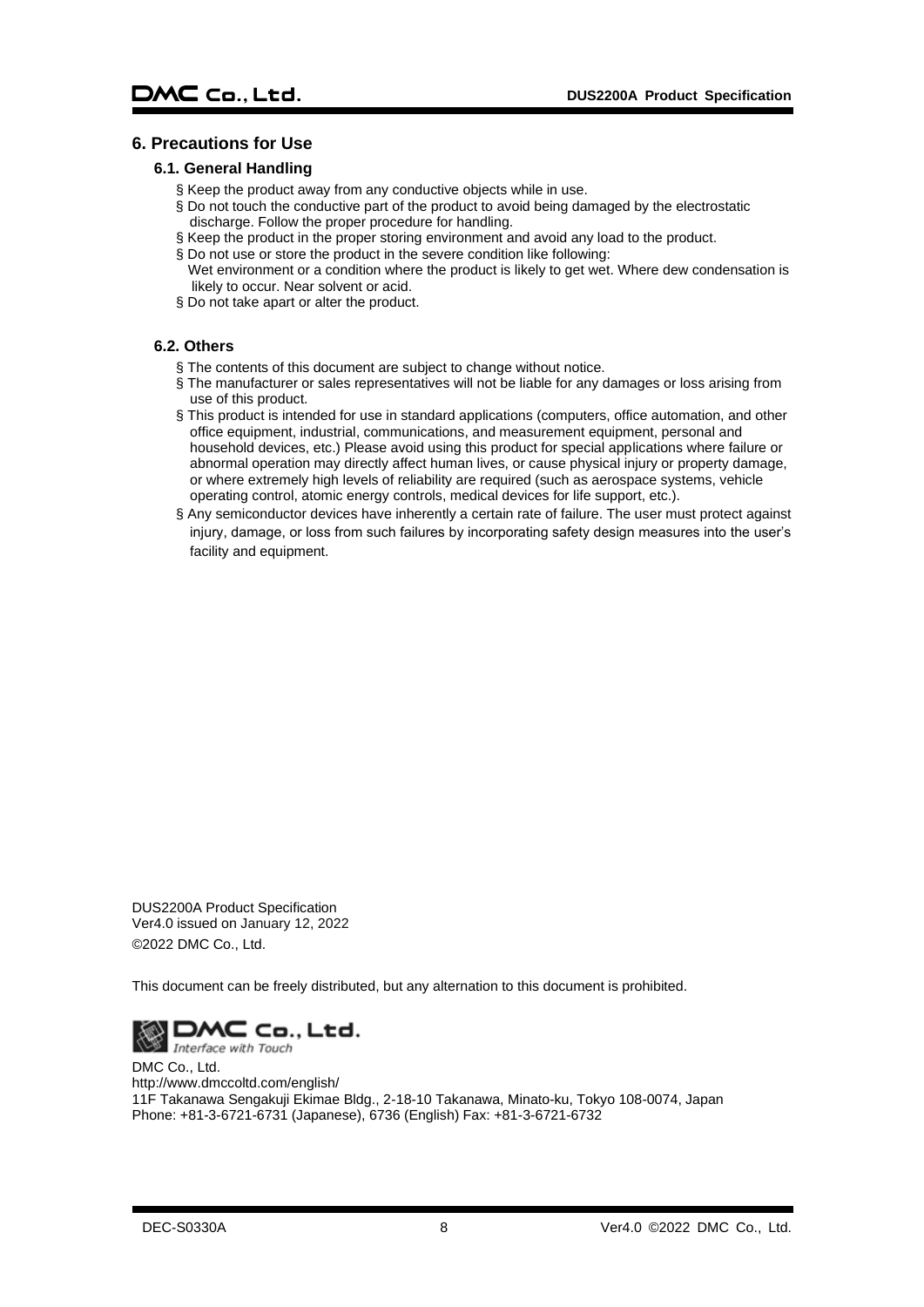## 6. Precautions for Use

### 6.1. General Handling

§ Keep the product away from any conductive objects while in use.
§ Do not touch the conductive part of the product to avoid being damaged by the electrostatic discharge. Follow the proper procedure for handling.
§ Keep the product in the proper storing environment and avoid any load to the product.
§ Do not use or store the product in the severe condition like following:
Wet environment or a condition where the product is likely to get wet. Where dew condensation is likely to occur. Near solvent or acid.
§ Do not take apart or alter the product.

### 6.2. Others

§ The contents of this document are subject to change without notice.
§ The manufacturer or sales representatives will not be liable for any damages or loss arising from use of this product.
§ This product is intended for use in standard applications (computers, office automation, and other office equipment, industrial, communications, and measurement equipment, personal and household devices, etc.) Please avoid using this product for special applications where failure or abnormal operation may directly affect human lives, or cause physical injury or property damage, or where extremely high levels of reliability are required (such as aerospace systems, vehicle operating control, atomic energy controls, medical devices for life support, etc.).
§ Any semiconductor devices have inherently a certain rate of failure. The user must protect against injury, damage, or loss from such failures by incorporating safety design measures into the user's facility and equipment.

DUS2200A Product Specification
Ver4.0 issued on January 12, 2022
©2022 DMC Co., Ltd.

This document can be freely distributed, but any alternation to this document is prohibited.

DMC Co., Ltd.
*Interface with Touch*

DMC Co., Ltd.
http://www.dmccoltd.com/english/
11F Takanawa Sengakuji Ekimae Bldg., 2-18-10 Takanawa, Minato-ku, Tokyo 108-0074, Japan
Phone: +81-3-6721-6731 (Japanese), 6736 (English) Fax: +81-3-6721-6732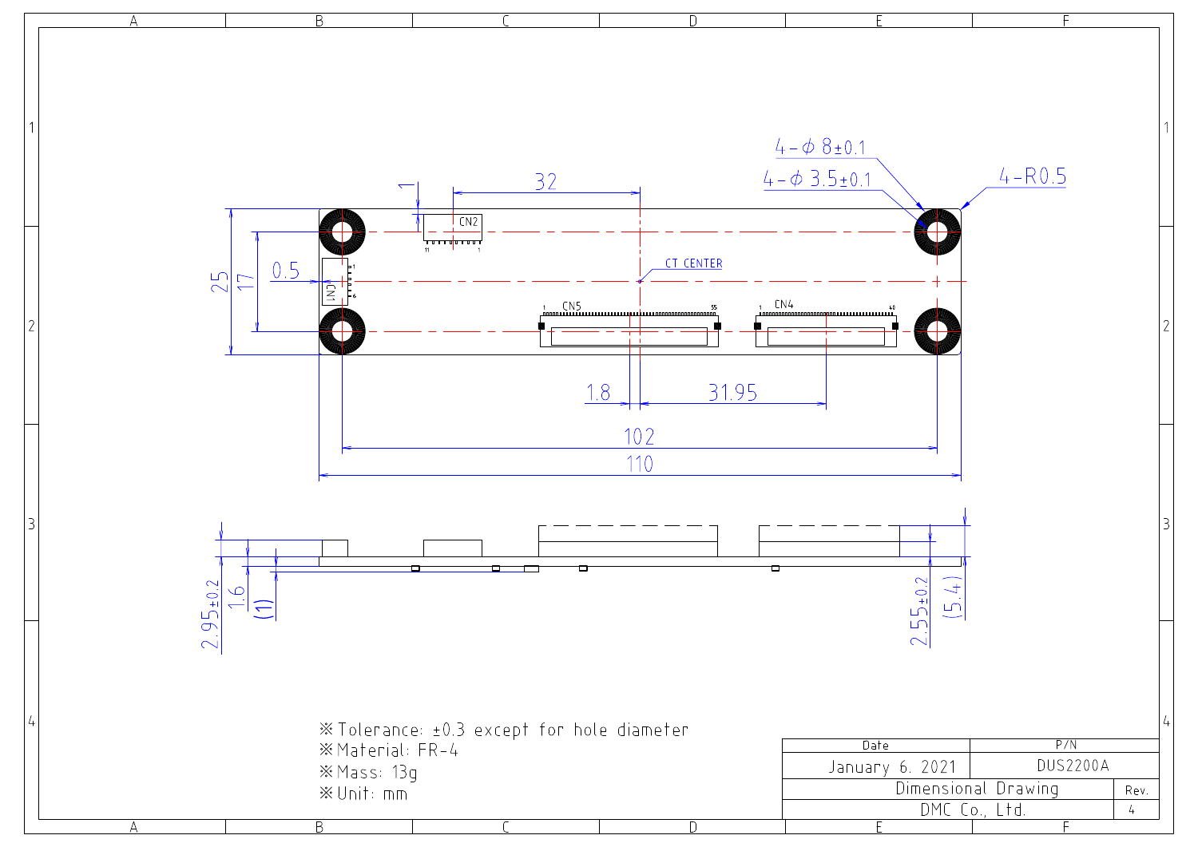4-ϕ 8±0.1

4-ϕ 3.5±0.1

4-R0.5

32

1

CN2

CT CENTER

25

17

0.5

CN1

CN5

CN4

1.8

31.95

102

110

2.95±0.2

1.6

(1)

2.55±0.2

(5.4)

※Tolerance: ±0.3 except for hole diameter
※Material: FR-4
※Mass: 13g
※Unit: mm

| Date | P/N | |
|---|---|---|
| January 6. 2021 | DUS2200A | |
| Dimensional Drawing | | Rev. |
| DMC Co., Ltd. | | 4 |